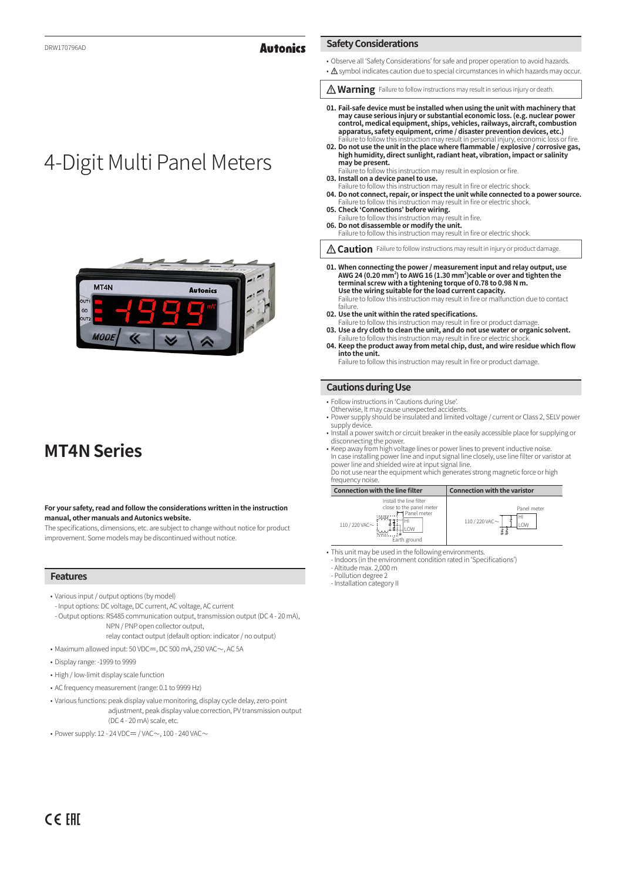DRW170796AD

# 4-Digit Multi Panel Meters

# MT4N Series

**For your safety, read and follow the considerations written in the instruction manual, other manuals and Autonics website.**
The specifications, dimensions, etc. are subject to change without notice for product improvement. Some models may be discontinued without notice.

## Features

- Various input / output options (by model)
  - Input options: DC voltage, DC current, AC voltage, AC current
  - Output options: RS485 communication output, transmission output (DC 4 - 20 mA), NPN / PNP open collector output, relay contact output (default option: indicator / no output)
- Maximum allowed input: 50 VDC⎓, DC 500 mA, 250 VAC∼, AC 5A
- Display range: -1999 to 9999
- High / low-limit display scale function
- AC frequency measurement (range: 0.1 to 9999 Hz)
- Various functions: peak display value monitoring, display cycle delay, zero-point adjustment, peak display value correction, PV transmission output (DC 4 - 20 mA) scale, etc.
- Power supply: 12 - 24 VDC⎓ / VAC∼, 100 - 240 VAC∼

## Safety Considerations

- Observe all 'Safety Considerations' for safe and proper operation to avoid hazards.
- ⚠ symbol indicates caution due to special circumstances in which hazards may occur.

**⚠ Warning** Failure to follow instructions may result in serious injury or death.

**01. Fail-safe device must be installed when using the unit with machinery that may cause serious injury or substantial economic loss. (e.g. nuclear power control, medical equipment, ships, vehicles, railways, aircraft, combustion apparatus, safety equipment, crime / disaster prevention devices, etc.)**
Failure to follow this instruction may result in personal injury, economic loss or fire.

**02. Do not use the unit in the place where flammable / explosive / corrosive gas, high humidity, direct sunlight, radiant heat, vibration, impact or salinity may be present.**
Failure to follow this instruction may result in explosion or fire.

**03. Install on a device panel to use.**
Failure to follow this instruction may result in fire or electric shock.

**04. Do not connect, repair, or inspect the unit while connected to a power source.**
Failure to follow this instruction may result in fire or electric shock.

**05. Check 'Connections' before wiring.**
Failure to follow this instruction may result in fire.

**06. Do not disassemble or modify the unit.**
Failure to follow this instruction may result in fire or electric shock.

**⚠ Caution** Failure to follow instructions may result in injury or product damage.

**01. When connecting the power / measurement input and relay output, use AWG 24 (0.20 mm²) to AWG 16 (1.30 mm²)cable or over and tighten the terminal screw with a tightening torque of 0.78 to 0.98 N m.**
**Use the wiring suitable for the load current capacity.**
Failure to follow this instruction may result in fire or malfunction due to contact failure.

**02. Use the unit within the rated specifications.**
Failure to follow this instruction may result in fire or product damage.

**03. Use a dry cloth to clean the unit, and do not use water or organic solvent.**
Failure to follow this instruction may result in fire or electric shock.

**04. Keep the product away from metal chip, dust, and wire residue which flow into the unit.**
Failure to follow this instruction may result in fire or product damage.

## Cautions during Use

- Follow instructions in 'Cautions during Use'.
  Otherwise, It may cause unexpected accidents.
- Power supply should be insulated and limited voltage / current or Class 2, SELV power supply device.
- Install a power switch or circuit breaker in the easily accessible place for supplying or disconnecting the power.
- Keep away from high voltage lines or power lines to prevent inductive noise.
  In case installing power line and input signal line closely, use line filter or varistor at power line and shielded wire at input signal line.
  Do not use near the equipment which generates strong magnetic force or high frequency noise.

| Connection with the line filter | Connection with the varistor |
|---|---|
| Install the line filter close to the panel meter; 110 / 220 VAC∼; Panel meter (HI, LOW); Earth ground | 110 / 220 VAC∼; Panel meter (HI, LOW) |

- This unit may be used in the following environments.
  - Indoors (in the environment condition rated in 'Specifications')
  - Altitude max. 2,000 m
  - Pollution degree 2
  - Installation category II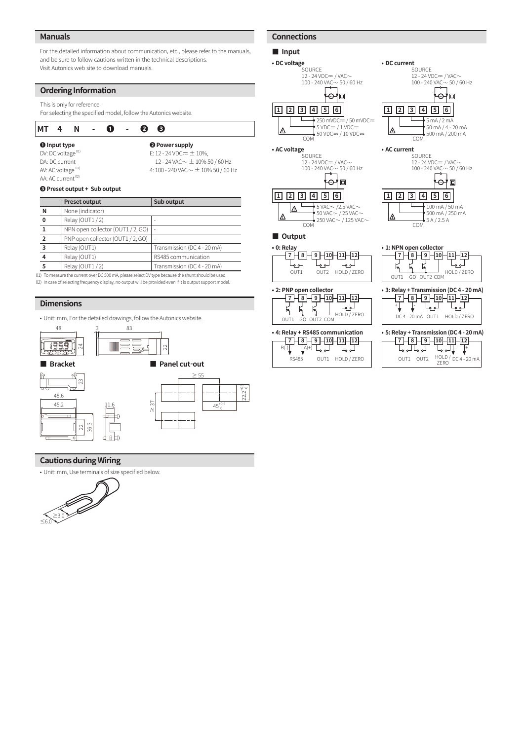## Manuals

For the detailed information about communication, etc., please refer to the manuals, and be sure to follow cautions written in the technical descriptions.
Visit Autonics web site to download manuals.

## Ordering Information

This is only for reference.
For selecting the specified model, follow the Autonics website.

MT 4 N - ❶ - ❷ ❸

**❶ Input type**
DV: DC voltage[01]
DA: DC current
AV: AC voltage[02]
AA: AC current[02]

**❷ Power supply**
E: 12 - 24 VDC⎓ ± 10%,
12 - 24 VAC∼ ± 10% 50 / 60 Hz
4: 100 - 240 VAC∼ ± 10% 50 / 60 Hz

**❸ Preset output + Sub output**

| | Preset output | Sub output |
|---|---|---|
| N | None (indicator) | |
| 0 | Relay (OUT1 / 2) | - |
| 1 | NPN open collector (OUT1 / 2, GO) | - |
| 2 | PNP open collector (OUT1 / 2, GO) | - |
| 3 | Relay (OUT1) | Transmission (DC 4 - 20 mA) |
| 4 | Relay (OUT1) | RS485 communication |
| 5 | Relay (OUT1 / 2) | Transmission (DC 4 - 20 mA) |

01) To measure the current over DC 500 mA, please select DV type because the shunt should be used.
02) In case of selecting frequency display, no output will be provided even if it is output support model.

## Dimensions

- Unit: mm, For the detailed drawings, follow the Autonics website.

48, 24, 3, 83, 22

### ■ Bracket

23, 48.6, 45.2, 22, 36.3, 11.6

### ■ Panel cut-out

≥ 55, ≥ 37, $45^{+0.6}_{0}$, $22.2^{+0.3}_{0}$

## Cautions during Wiring

- Unit: mm, Use terminals of size specified below.

≥3.0, ≤6.0

## Connections

### ■ Input

**• DC voltage**
SOURCE
12 - 24 VDC⎓ / VAC∼
100 - 240 VAC∼ 50 / 60 Hz
1 2 3 4 5 6
250 mVDC⎓ / 50 mVDC⎓
5 VDC⎓ / 1 VDC⎓
50 VDC⎓ / 10 VDC⎓
COM

**• DC current**
SOURCE
12 - 24 VDC⎓ / VAC∼
100 - 240 VAC∼ 50 / 60 Hz
1 2 3 4 5 6
5 mA / 2 mA
50 mA / 4 - 20 mA
500 mA / 200 mA
COM

**• AC voltage**
SOURCE
12 - 24 VDC⎓ / VAC∼
100 - 240 VAC∼ 50 / 60 Hz
1 2 3 4 5 6
5 VAC∼ /2.5 VAC∼
50 VAC∼ / 25 VAC∼
250 VAC∼ / 125 VAC∼
COM

**• AC current**
SOURCE
12 - 24 VDC⎓ / VAC∼
100 - 240 VAC∼ 50 / 60 Hz
1 2 3 4 5 6
100 mA / 50 mA
500 mA / 250 mA
5 A / 2.5 A
COM

### ■ Output

**• 0: Relay**
7 8 9 10 11 12
OUT1 OUT2 HOLD / ZERO

**• 1: NPN open collector**
7 8 9 10 11 12
OUT1 GO OUT2 COM HOLD / ZERO

**• 2: PNP open collector**
7 8 9 10 11 12
OUT1 GO OUT2 COM HOLD / ZERO

**• 3: Relay + Transmission (DC 4 - 20 mA)**
7 8 9 10 11 12
DC 4 - 20 mA OUT1 HOLD / ZERO

**• 4: Relay + RS485 communication**
7 8 9 10 11 12
B(-) A(+)
RS485 OUT1 HOLD / ZERO

**• 5: Relay + Transmission (DC 4 - 20 mA)**
7 8 9 10 11 12
OUT1 OUT2 HOLD / ZERO DC 4 - 20 mA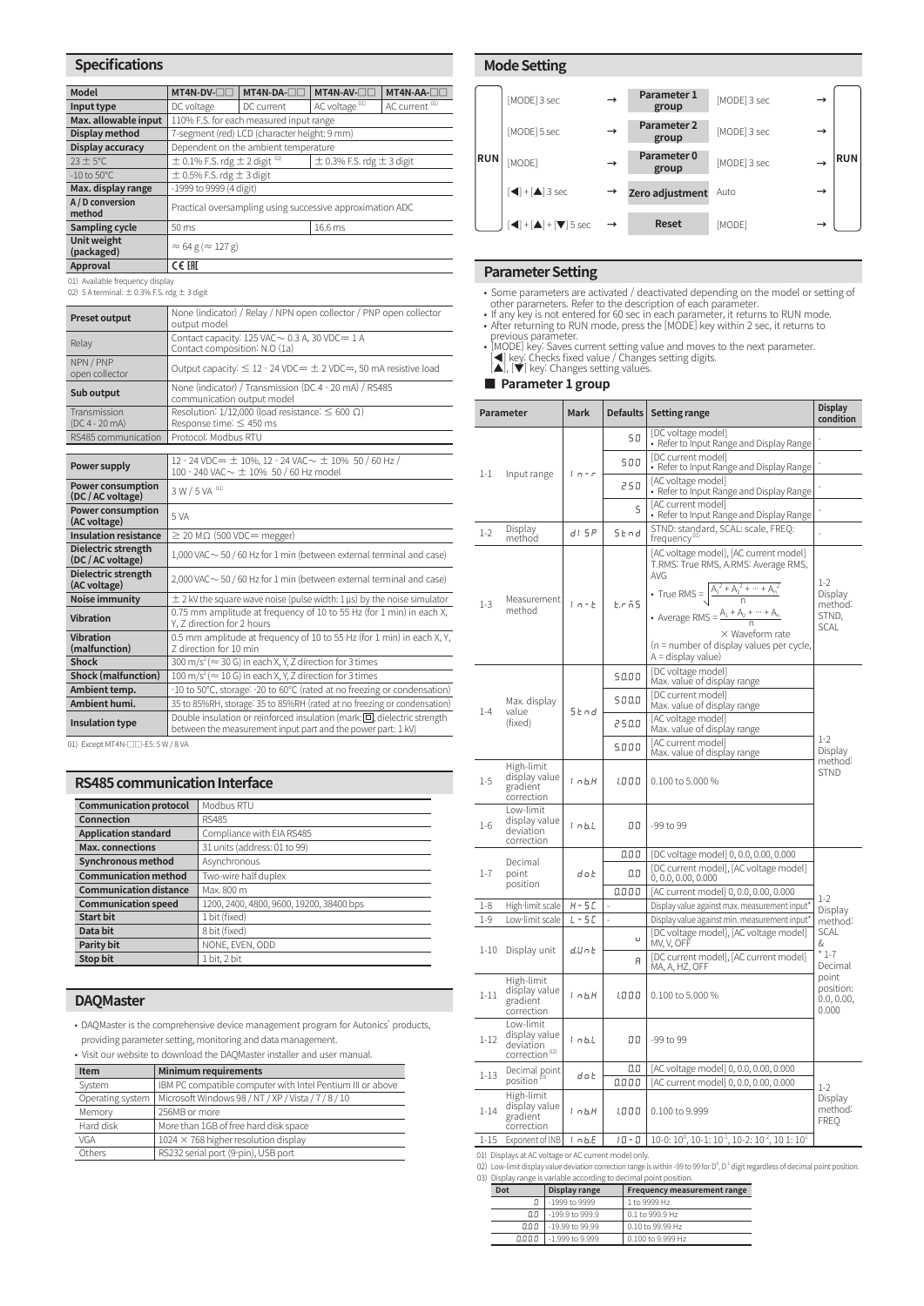## Specifications

| Model | MT4N-DV-□□ | MT4N-DA-□□ | MT4N-AV-□□ | MT4N-AA-□□ |
|---|---|---|---|---|
| Input type | DC voltage | DC current | AC voltage [01] | AC current [01] |
| Max. allowable input | 110% F.S. for each measured input range | | | |
| Display method | 7-segment (red) LCD (character height: 9 mm) | | | |
| Display accuracy | Dependent on the ambient temperature | | | |
| 23 ± 5°C | ± 0.1% F.S. rdg ± 2 digit [02] | | ± 0.3% F.S. rdg ± 3 digit | |
| -10 to 50°C | ± 0.5% F.S. rdg ± 3 digit | | | |
| Max. display range | -1999 to 9999 (4 digit) | | | |
| A / D conversion method | Practical oversampling using successive approximation ADC | | | |
| Sampling cycle | 50 ms | | 16.6 ms | |
| Unit weight (packaged) | ≈ 64 g (≈ 127 g) | | | |
| Approval | CE EAC | | | |

01) Available frequency display
02) 5 A terminal: ± 0.3% F.S. rdg ± 3 digit

| Preset output | None (indicator) / Relay / NPN open collector / PNP open collector output model |
|---|---|
| Relay | Contact capacity: 125 VAC∼ 0.3 A, 30 VDC⎓ 1 A<br>Contact composition: N.O (1a) |
| NPN / PNP open collector | Output capacity: ≤ 12 - 24 VDC⎓ ± 2 VDC⎓, 50 mA resistive load |
| Sub output | None (indicator) / Transmission (DC 4 - 20 mA) / RS485 communication output model |
| Transmission (DC 4 - 20 mA) | Resolution: 1/12,000 (load resistance: ≤ 600 Ω)<br>Response time: ≤ 450 ms |
| RS485 communication | Protocol: Modbus RTU |

| Power supply | 12 - 24 VDC⎓ ± 10%, 12 - 24 VAC∼ ± 10% 50 / 60 Hz / 100 - 240 VAC∼ ± 10% 50 / 60 Hz model |
|---|---|
| Power consumption (DC / AC voltage) | 3 W / 5 VA [01] |
| Power consumption (AC voltage) | 5 VA |
| Insulation resistance | ≥ 20 MΩ (500 VDC⎓ megger) |
| Dielectric strength (DC / AC voltage) | 1,000 VAC∼ 50 / 60 Hz for 1 min (between external terminal and case) |
| Dielectric strength (AC voltage) | 2,000 VAC∼ 50 / 60 Hz for 1 min (between external terminal and case) |
| Noise immunity | ± 2 kV the square wave noise (pulse width: 1 µs) by the noise simulator |
| Vibration | 0.75 mm amplitude at frequency of 10 to 55 Hz (for 1 min) in each X, Y, Z direction for 2 hours |
| Vibration (malfunction) | 0.5 mm amplitude at frequency of 10 to 55 Hz (for 1 min) in each X, Y, Z direction for 10 min |
| Shock | 300 m/s² (≈ 30 G) in each X, Y, Z direction for 3 times |
| Shock (malfunction) | 100 m/s² (≈ 10 G) in each X, Y, Z direction for 3 times |
| Ambient temp. | -10 to 50°C, storage: -20 to 60°C (rated at no freezing or condensation) |
| Ambient humi. | 35 to 85%RH, storage: 35 to 85%RH (rated at no freezing or condensation) |
| Insulation type | Double insulation or reinforced insulation (mark: ▣, dielectric strength between the measurement input part and the power part: 1 kV) |

01) Except MT4N-□□-E5: 5 W / 8 VA

## RS485 communication Interface

| Communication protocol | Modbus RTU |
|---|---|
| Connection | RS485 |
| Application standard | Compliance with EIA RS485 |
| Max. connections | 31 units (address: 01 to 99) |
| Synchronous method | Asynchronous |
| Communication method | Two-wire half duplex |
| Communication distance | Max. 800 m |
| Communication speed | 1200, 2400, 4800, 9600, 19200, 38400 bps |
| Start bit | 1 bit (fixed) |
| Data bit | 8 bit (fixed) |
| Parity bit | NONE, EVEN, ODD |
| Stop bit | 1 bit, 2 bit |

## DAQMaster

- DAQMaster is the comprehensive device management program for Autonics' products, providing parameter setting, monitoring and data management.
- Visit our website to download the DAQMaster installer and user manual.

| Item | Minimum requirements |
|---|---|
| System | IBM PC compatible computer with Intel Pentium III or above |
| Operating system | Microsoft Windows 98 / NT / XP / Vista / 7 / 8 / 10 |
| Memory | 256MB or more |
| Hard disk | More than 1GB of free hard disk space |
| VGA | 1024 × 768 higher resolution display |
| Others | RS232 serial port (9-pin), USB port |

## Mode Setting

| | Key | | Mode | Key | | |
|---|---|---|---|---|---|---|
| RUN | [MODE] 3 sec | → | Parameter 1 group | [MODE] 3 sec | → | RUN |
| | [MODE] 5 sec | → | Parameter 2 group | [MODE] 3 sec | → | |
| | [MODE] | → | Parameter 0 group | [MODE] 3 sec | → | |
| | [◀] + [▲] 3 sec | → | Zero adjustment | Auto | → | |
| | [◀] + [▲] + [▼] 5 sec | → | Reset | [MODE] | → | |

## Parameter Setting

- Some parameters are activated / deactivated depending on the model or setting of other parameters. Refer to the description of each parameter.
- If any key is not entered for 60 sec in each parameter, it returns to RUN mode.
- After returning to RUN mode, press the [MODE] key within 2 sec, it returns to previous parameter.
- [MODE] key: Saves current setting value and moves to the next parameter.
  [◀] key: Checks fixed value / Changes setting digits.
  [▲], [▼] key: Changes setting values.

### ■ Parameter 1 group

| Parameter | | Mark | Defaults | Setting range | Display condition |
|---|---|---|---|---|---|
| 1-1 | Input range | InrG | 50 | [DC voltage model]<br>• Refer to Input Range and Display Range | - |
| | | | 500 | [DC current model]<br>• Refer to Input Range and Display Range | - |
| | | | 250 | [AC voltage model]<br>• Refer to Input Range and Display Range | - |
| | | | 5 | [AC current model]<br>• Refer to Input Range and Display Range | - |
| 1-2 | Display method | dISP | Stnd | STND: standard, SCAL: scale, FREQ: frequency [01] | - |
| 1-3 | Measurement method | In-t | t.rMS | [AC voltage model], [AC current model] T.RMS: True RMS, A.RMS: Average RMS, AVG<br>• True RMS = $\sqrt{\frac{A_1^2 + A_2^2 + \cdots + A_n^2}{n}}$<br>• Average RMS = $\frac{A_1 + A_2 + \cdots + A_n}{n}$ × Waveform rate<br>(n = number of display values per cycle, A = display value) | 1-2 Display method: STND, SCAL |
| 1-4 | Max. display value (fixed) | Stnd | 50.00 | [DC voltage model]<br>Max. value of display range | 1-2 Display method: STND |
| | | | 500.0 | [DC current model]<br>Max. value of display range | |
| | | | 250.0 | [AC voltage model]<br>Max. value of display range | |
| | | | 5.000 | [AC current model]<br>Max. value of display range | |
| 1-5 | High-limit display value gradient correction | InbH | 1.000 | 0.100 to 5.000 % | |
| 1-6 | Low-limit display value deviation correction | InbL | 0.0 | -99 to 99 | |
| 1-7 | Decimal point position | dot | 0.00 | [DC voltage model] 0, 0.0, 0.00, 0.000 | 1-2 Display method: SCAL & * 1-7 Decimal point position: 0.0, 0.00, 0.000 |
| | | | 0.0 | [DC current model], [AC voltage model] 0, 0.0, 0.00, 0.000 | |
| | | | 0.000 | [AC current model] 0, 0.0, 0.00, 0.000 | |
| 1-8 | High-limit scale | H-SC | - | Display value against max. measurement input* | |
| 1-9 | Low-limit scale | L-SC | - | Display value against min. measurement input* | |
| 1-10 | Display unit | d.Unt | u | [DC current model], [AC voltage model] MV, V, OFF | |
| | | | A | [DC current model], [AC current model] MA, A, HZ, OFF | |
| 1-11 | High-limit display value gradient correction | InbH | 1.000 | 0.100 to 5.000 % | |
| 1-12 | Low-limit display value deviation correction [02] | InbL | 0.0 | -99 to 99 | |
| 1-13 | Decimal point position [03] | dot | 0.0 | [AC voltage model] 0, 0.0, 0.00, 0.000 | 1-2 Display method: FREQ |
| | | | 0.000 | [AC current model] 0, 0.0, 0.00, 0.000 | |
| 1-14 | High-limit display value gradient correction | InbH | 1.000 | 0.100 to 9.999 | |
| 1-15 | Exponent of INB | InbE | 10-0 | 10-0: $10^0$, 10-1: $10^{-1}$, 10-2: $10^{-2}$, 10 1: $10^1$ | |

01) Displays at AC voltage or AC current model only.
02) Low-limit display value deviation correction range is within -99 to 99 for $D^0$, $D^1$ digit regardless of decimal point position.
03) Display range is variable according to decimal point position.

| Dot | Display range | Frequency measurement range |
|---|---|---|
| 0 | -1999 to 9999 | 1 to 9999 Hz |
| 0.0 | -199.9 to 999.9 | 0.1 to 999.9 Hz |
| 0.00 | -19.99 to 99.99 | 0.10 to 99.99 Hz |
| 0.000 | -1.999 to 9.999 | 0.100 to 9.999 Hz |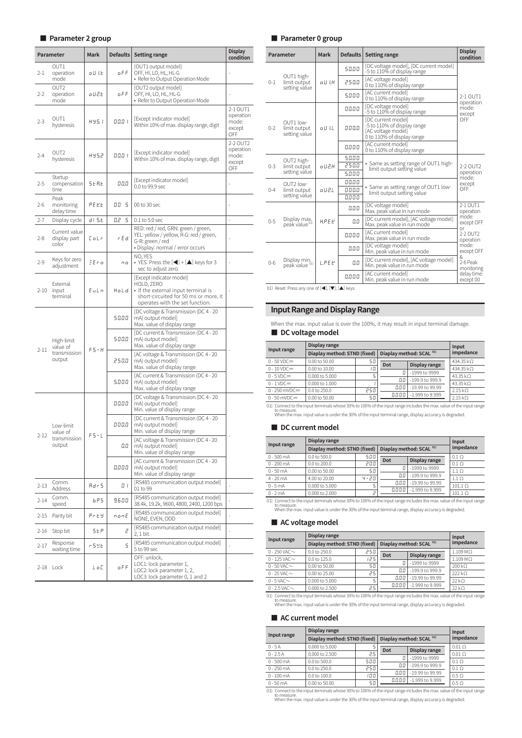## ■ Parameter 2 group

| Parameter | | Mark | Defaults | Setting range | Display condition |
|---|---|---|---|---|---|
| 2-1 | OUT1 operation mode | oUt | oFF | [OUT1 output model] OFF, HI, LO, HL, HL-G • Refer to Output Operation Mode | - |
| 2-2 | OUT2 operation mode | oU2t | oFF | [OUT2 output model] OFF, HI, LO, HL, HL-G • Refer to Output Operation Mode | - |
| 2-3 | OUT1 hysteresis | HYS.1 | 00.01 | [Except indicator model] Within 10% of max. display range, digit | 2-1 OUT1 operation mode: except OFF |
| 2-4 | OUT2 hysteresis | HYS.2 | 00.01 | [Except indicator model] Within 10% of max. display range, digit | 2-2 OUT2 operation mode: except OFF |
| 2-5 | Startup compensation time | StAt | 00.0 | [Except indicator model] 0.0 to 99.9 sec | - |
| 2-6 | Peak monitoring delay time | PEKt | 00 5 | 00 to 30 sec | - |
| 2-7 | Display cycle | dISt | 0.2 5 | 0.1 to 5.0 sec | - |
| 2-8 | Current value display part color | CoLr | rEd | RED: red / red, GRN: green / green, YEL: yellow / yellow, R-G: red / green, G-R: green / red • Display: normal / error occurs | - |
| 2-9 | Keys for zero adjustment | ZEro | no | NO, YES • YES: Press the [◀] + [▲] keys for 3 sec to adjust zero. | - |
| 2-10 | External input terminal | EuLn | HoLd | [Except indicator model] HOLD, ZERO • If the external input terminal is short-circuited for 50 ms or more, it operates with the set function. | - |
| 2-11 | High-limit value of transmission output | FS-H | 50.00 | [DC voltage & Transmission (DC 4 - 20 mA) output model] Max. value of display range | - |
| | | | 500.0 | [DC current & Transmission (DC 4 - 20 mA) output model] Max. value of display range | |
| | | | 250.0 | [AC voltage & Transmission (DC 4 - 20 mA) output model] Max. value of display range | |
| | | | 5.000 | [AC current & Transmission (DC 4 - 20 mA) output model] Max. value of display range | |
| 2-12 | Low-limit value of transmission output | FS-L | 00.00 | [DC voltage & Transmission (DC 4 - 20 mA) output model] Min. value of display range | - |
| | | | 000.0 | [DC current & Transmission (DC 4 - 20 mA) output model] Min. value of display range | |
| | | | 0.0 | [AC voltage & Transmission (DC 4 - 20 mA) output model] Min. value of display range | |
| | | | 0.000 | [AC current & Transmission (DC 4 - 20 mA) output model] Min. value of display range | |
| 2-13 | Comm. Address | Adr5 | 01 | [RS485 communication output model] 01 to 99 | - |
| 2-14 | Comm. speed | bPS | 9600 | [RS485 communication output model] 38.4k, 19.2k, 9600, 4800, 2400, 1200 bps | - |
| 2-15 | Parity bit | PrtY | nonE | [RS485 communication output model] NONE, EVEN, ODD | - |
| 2-16 | Stop bit | StP | 2 | [RS485 communication output model] 2, 1 bit | - |
| 2-17 | Response waiting time | rSYt | 5 | [RS485 communication output model] 5 to 99 sec | - |
| 2-18 | Lock | LoC | oFF | OFF: unlock, LOC1: lock parameter 1, LOC2: lock parameter 1, 2, LOC3: lock parameter 0, 1 and 2 | - |

## ■ Parameter 0 group

| Parameter | | Mark | Defaults | Setting range | Display condition |
|---|---|---|---|---|---|
| 0-1 | OUT1 high-limit output setting value | oU1H | 50.00 | [DC voltage model], [DC current model] -5 to 110% of display range | 2-1 OUT1 operation mode: except OFF |
| | | | 250.0 | [AC voltage model] 0 to 110% of display range | |
| | | | 5.000 | [AC current model] 0 to 110% of display range | |
| 0-2 | OUT1 low-limit output setting value | oU1L | 00.00 | [DC voltage model] -5 to 110% of display range | |
| | | | 000.0 | [DC current model] -5 to 110% of display range [AC voltage model] 0 to 110% of display range | |
| | | | 0.000 | [AC current model] 0 to 110% of display range | |
| 0-3 | OUT2 high-limit output setting value | oU2H | 50.00 / 250.0 / 5.000 | • Same as setting range of OUT1 high-limit output setting value | 2-2 OUT2 operation mode: except OFF |
| 0-4 | OUT2 low-limit output setting value | oU2L | 00.00 / 000.0 / 0.000 | • Same as setting range of OUT1 low-limit output setting value | |
| 0-5 | Display max. peak value[01] | H.PEK | 0.00 | [DC voltage model] Max. peak value in run mode | 2-1 OUT1 operation mode: except OFF or 2-2 OUT2 operation mode: except OFF & 2-6 Peak monitoring delay time: except 00 |
| | | | 0.0 | [DC current model], [AC voltage model] Max. peak value in run mode | |
| | | | 0.000 | [AC current model] Max. peak value in run mode | |
| 0-6 | Display min. peak value[01] | L.PEK | 0.00 | [DC voltage model] Min. peak value in run mode | |
| | | | 0.0 | [DC current model], [AC voltage model] Min. peak value in run mode | |
| | | | 0.000 | [AC current model] Min. peak value in run mode | |

01) Reset: Press any one of [◀], [▼], [▲] keys.

## Input Range and Display Range

When the max. input value is over the 100%, it may result in input terminal damage.

### ■ DC voltage model

| Input range | Display range | | | | Input impedance |
|---|---|---|---|---|---|
| | Diaplay method: STND (fixed) | | Diaplay method: SCAL [01] | | |
| | | | Dot | Display range | |
| 0 - 50 VDC⎓ | 0.00 to 50.00 | 50 | 0 | -1999 to 9999 | 434.35 kΩ |
| 0 - 10 VDC⎓ | 0.00 to 10.00 | 10 | 0.0 | -199.9 to 999.9 | 434.35 kΩ |
| 0 - 5 VDC⎓ | 0.000 to 5.000 | 5 | 0.00 | -19.99 to 99.99 | 43.35 kΩ |
| 0 - 1 VDC⎓ | 0.000 to 1.000 | 1 | 0.000 | -1.999 to 9.999 | 43.35 kΩ |
| 0 - 250 mVDC⎓ | 0.0 to 250.0 | 250 | | | 2.15 kΩ |
| 0 - 50 mVDC⎓ | 0.00 to 50.00 | 50 | | | 2.15 kΩ |

01) Connect to the input terminals whose 30% to 100% of the input range includes the max. value of the input range to measure.
When the max. input value is under the 30% of the input terminal range, display accuracy is degraded.

### ■ DC current model

| Input range | Display range | | | | Input impedance |
|---|---|---|---|---|---|
| | Diaplay method: STND (fixed) | | Diaplay method: SCAL [01] | | |
| | | | Dot | Display range | |
| 0 - 500 mA | 0.0 to 500.0 | 500 | 0 | -1999 to 9999 | 0.1 Ω |
| 0 - 200 mA | 0.0 to 200.0 | 200 | 0.0 | -199.9 to 999.9 | 0.1 Ω |
| 0 - 50 mA | 0.00 to 50.00 | 50 | 0.00 | -19.99 to 99.99 | 1.1 Ω |
| 4 - 20 mA | 4.00 to 20.00 | 4-20 | 0.000 | -1.999 to 9.999 | 1.1 Ω |
| 0 - 5 mA | 0.000 to 5.000 | 5 | | | 101.1 Ω |
| 0 - 2 mA | 0.000 to 2.000 | 2 | | | 101.1 Ω |

01) Connect to the input terminals whose 30% to 100% of the input range includes the max. value of the input range to measure.
When the max. input value is under the 30% of the input terminal range, display accuracy is degraded.

### ■ AC voltage model

| Input range | Display range | | | | Input impedance |
|---|---|---|---|---|---|
| | Diaplay method: STND (fixed) | | Diaplay method: SCAL [01] | | |
| | | | Dot | Display range | |
| 0 - 250 VAC∼ | 0.0 to 250.0 | 250 | 0 | -1999 to 9999 | 1.109 MΩ |
| 0 - 125 VAC∼ | 0.0 to 125.0 | 125 | 0.0 | -199.9 to 999.9 | 1.109 MΩ |
| 0 - 50 VAC∼ | 0.00 to 50.00 | 50 | 0.00 | -19.99 to 99.99 | 200 kΩ |
| 0 - 25 VAC∼ | 0.00 to 25.00 | 25 | 0.000 | -1.999 to 9.999 | 222 kΩ |
| 0 - 5 VAC∼ | 0.000 to 5.000 | 5 | | | 22 kΩ |
| 0 - 2.5 VAC∼ | 0.000 to 2.500 | 2.5 | | | 22 kΩ |

01) Connect to the input terminals whose 30% to 100% of the input range includes the max. value of the input range to measure.
When the max. input value is under the 30% of the input terminal range, display accuracy is degraded.

### ■ AC current model

| Input range | Display range | | | | Input impedance |
|---|---|---|---|---|---|
| | Diaplay method: STND (fixed) | | Diaplay method: SCAL [01] | | |
| | | | Dot | Display range | |
| 0 - 5 A | 0.000 to 5.000 | 5 | 0 | -1999 to 9999 | 0.01 Ω |
| 0 - 2.5 A | 0.000 to 2.500 | 2.5 | 0.0 | -199.9 to 999.9 | 0.01 Ω |
| 0 - 500 mA | 0.0 to 500.0 | 500 | 0.00 | -19.99 to 99.99 | 0.1 Ω |
| 0 - 250 mA | 0.0 to 250.0 | 250 | 0.000 | -1.999 to 9.999 | 0.1 Ω |
| 0 - 100 mA | 0.0 to 100.0 | 100 | | | 0.5 Ω |
| 0 - 50 mA | 0.00 to 50.00 | 50 | | | 0.5 Ω |

01) Connect to the input terminals whose 30% to 100% of the input range includes the max. value of the input range to measure.
When the max. input value is under the 30% of the input terminal range, display accuracy is degraded.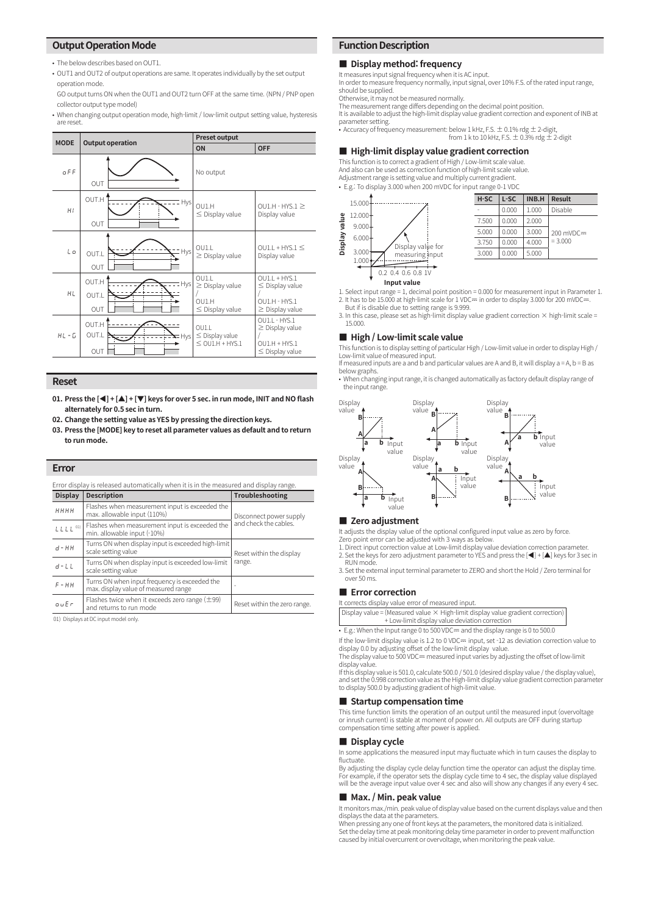## Output Operation Mode

- The below describes based on OUT1.
- OUT1 and OUT2 of output operations are same. It operates individually by the set output operation mode.
  GO output turns ON when the OUT1 and OUT2 turn OFF at the same time. (NPN / PNP open collector output type model)
- When changing output operation mode, high-limit / low-limit output setting value, hysteresis are reset.

| MODE | Output operation | Preset output | |
|---|---|---|---|
| | | ON | OFF |
| oFF | | No output | |
| HI | | OU1.H ≤ Display value | OU1.H - HYS.1 ≥ Display value |
| Lo | | OU1.L ≥ Display value | OU1.L + HYS.1 ≤ Display value |
| HL | | OU1.L ≥ Display value / OU1.H ≤ Display value | OU1.L + HYS.1 ≤ Display value / OU1.H - HYS.1 ≥ Display value |
| HL-G | | OU1.L ≤ Display value ≤ OU1.H + HYS.1 | OU1.L - HYS.1 ≥ Display value / OU1.H + HYS.1 ≤ Display value |

## Reset

01. **Press the [◀] + [▲] + [▼] keys for over 5 sec. in run mode, INIT and NO flash alternately for 0.5 sec in turn.**
02. **Change the setting value as YES by pressing the direction keys.**
03. **Press the [MODE] key to reset all parameter values as default and to return to run mode.**

## Error

Error display is released automatically when it is in the measured and display range.

| Display | Description | Troubleshooting |
|---|---|---|
| HHHH | Flashes when measurement input is exceeded the max. allowable input (110%) | Disconnect power supply and check the cables. |
| LLLL [01] | Flashes when measurement input is exceeded the min. allowable input (-10%) | |
| d-HH | Turns ON when display input is exceeded high-limit scale setting value | Reset within the display range. |
| d-LL | Turns ON when display input is exceeded low-limit scale setting value | |
| F-HH | Turns ON when input frequency is exceeded the max. display value of measured range | - |
| ouEr | Flashes twice when it exceeds zero range (±99) and returns to run mode | Reset within the zero range. |

01) Displays at DC input model only.

## Function Description

### ■ Display method: frequency

It measures input signal frequency when it is AC input.
In order to measure frequency normally, input signal, over 10% F.S. of the rated input range, should be supplied.
Otherwise, it may not be measured normally.
The measurement range differs depending on the decimal point position.
It is available to adjust the high-limit display value gradient correction and exponent of INB at parameter setting.

- Accuracy of frequency measurement: below 1 kHz, F.S. ± 0.1% rdg ± 2-digit,
  from 1 k to 10 kHz, F.S. ± 0.3% rdg ± 2-digit

### ■ High-limit display value gradient correction

This function is to correct a gradient of High / Low-limit scale value.
And also can be used as correction function of high-limit scale value.
Adjustment range is setting value and multiply current gradient.

- E.g.: To display 3.000 when 200 mVDC for input range 0-1 VDC

| H-SC | L-SC | INB.H | Result |
|---|---|---|---|
| - | 0.000 | 1.000 | Disable |
| 7.500 | 0.000 | 2.000 | 200 mVDC⎓ = 3.000 |
| 5.000 | 0.000 | 3.000 | |
| 3.750 | 0.000 | 4.000 | |
| 3.000 | 0.000 | 5.000 | |

1. Select input range = 1, decimal point position = 0.000 for measurement input in Parameter 1.
2. It has to be 15.000 at high-limit scale for 1 VDC⎓ in order to display 3.000 for 200 mVDC⎓.
   But if is disable due to setting range is 9.999.
3. In this case, please set as high-limit display value gradient correction × high-limit scale = 15.000.

### ■ High / Low-limit scale value

This function is to display setting of particular High / Low-limit value in order to display High / Low-limit value of measured input.
If measured inputs are a and b and particular values are A and B, it will display a = A, b = B as below graphs.

- When changing input range, it is changed automatically as factory default display range of the input range.

### ■ Zero adjustment

It adjusts the display value of the optional configured input value as zero by force.
Zero point error can be adjusted with 3 ways as below.

1. Direct input correction value at Low-limit display value deviation correction parameter.
2. Set the keys for zero adjustment parameter to YES and press the [◀] + [▲] keys for 3 sec in RUN mode.
3. Set the external input terminal parameter to ZERO and short the Hold / Zero terminal for over 50 ms.

### ■ Error correction

It corrects display value error of measured input.

Display value = (Measured value × High-limit display value gradient correction) + Low-limit display value deviation correction

- E.g.: When the Input range 0 to 500 VDC⎓ and the display range is 0 to 500.0

If the low-limit display value is 1.2 to 0 VDC⎓ input, set -12 as deviation correction value to display 0.0 by adjusting offset of the low-limit display value.
The display value to 500 VDC⎓ measured input varies by adjusting the offset of low-limit display value.
If this display value is 501.0, calculate 500.0 / 501.0 (desired display value / the display value), and set the 0.998 correction value as the High-limit display value gradient correction parameter to display 500.0 by adjusting gradient of high-limit value.

### ■ Startup compensation time

This time function limits the operation of an output until the measured input (overvoltage or inrush current) is stable at moment of power on. All outputs are OFF during startup compensation time setting after power is applied.

### ■ Display cycle

In some applications the measured input may fluctuate which in turn causes the display to fluctuate.
By adjusting the display cycle delay function time the operator can adjust the display time. For example, if the operator sets the display cycle time to 4 sec, the display value displayed will be the average input value over 4 sec and also will show any changes if any every 4 sec.

### ■ Max. / Min. peak value

It monitors max./min. peak value of display value based on the current displays value and then displays the data at the parameters.
When pressing any one of front keys at the parameters, the monitored data is initialized.
Set the delay time at peak monitoring delay time parameter in order to prevent malfunction caused by initial overcurrent or overvoltage, when monitoring the peak value.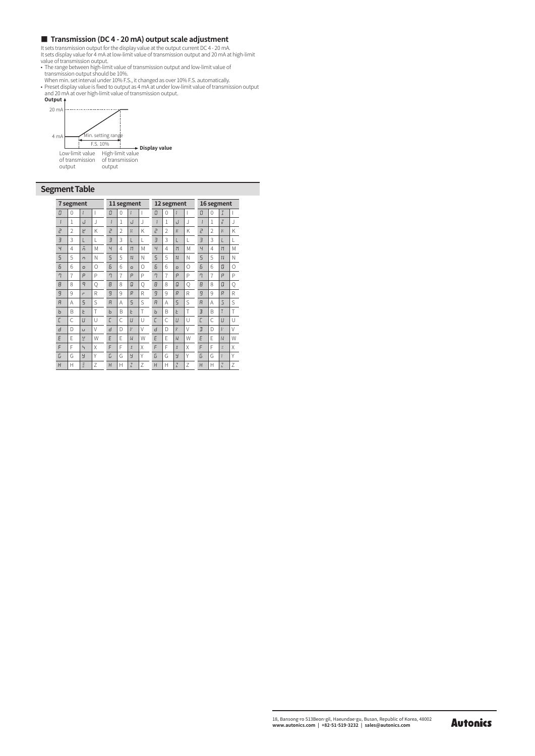## ■ Transmission (DC 4 - 20 mA) output scale adjustment

It sets transmission output for the display value at the output current DC 4 - 20 mA.
It sets display value for 4 mA at low-limit value of transmission output and 20 mA at high-limit value of transmission output.

- The range between high-limit value of transmission output and low-limit value of transmission output should be 10%.
  When min. set interval under 10% F.S., it changed as over 10% F.S. automatically.
- Preset display value is fixed to output as 4 mA at under low-limit value of transmission output and 20 mA at over high-limit value of transmission output.

Output
20 mA
4 mA
Min. setting range
F.S. 10%
Display value
Low-limit value of transmission output
High-limit value of transmission output

## Segment Table

| 7 segment | | | | 11 segment | | | | 12 segment | | | | 16 segment | | | |
|---|---|---|---|---|---|---|---|---|---|---|---|---|---|---|---|
| 0 | 0 | I | I | 0 | 0 | I | I | 0 | 0 | I | I | 0 | 0 | I | I |
| 1 | 1 | J | J | 1 | 1 | J | J | 1 | 1 | J | J | 1 | 1 | J | J |
| 2 | 2 | K | K | 2 | 2 | K | K | 2 | 2 | K | K | 2 | 2 | K | K |
| 3 | 3 | L | L | 3 | 3 | L | L | 3 | 3 | L | L | 3 | 3 | L | L |
| 4 | 4 | M | M | 4 | 4 | M | M | 4 | 4 | M | M | 4 | 4 | M | M |
| 5 | 5 | n | N | 5 | 5 | N | N | 5 | 5 | N | N | 5 | 5 | N | N |
| 6 | 6 | o | O | 6 | 6 | o | O | 6 | 6 | o | O | 6 | 6 | O | O |
| 7 | 7 | P | P | 7 | 7 | P | P | 7 | 7 | P | P | 7 | 7 | P | P |
| 8 | 8 | q | Q | 8 | 8 | Q | Q | 8 | 8 | Q | Q | 8 | 8 | Q | Q |
| 9 | 9 | r | R | 9 | 9 | R | R | 9 | 9 | R | R | 9 | 9 | R | R |
| A | A | S | S | A | A | S | S | A | A | S | S | A | A | S | S |
| b | B | t | T | b | B | t | T | b | B | t | T | B | B | T | T |
| C | C | U | U | C | C | U | U | C | C | U | U | C | C | U | U |
| d | D | u | V | d | D | V | V | d | D | V | V | D | D | V | V |
| E | E | W | W | E | E | W | W | E | E | W | W | E | E | W | W |
| F | F | X | X | F | F | X | X | F | F | X | X | F | F | X | X |
| G | G | y | Y | G | G | Y | Y | G | G | Y | Y | G | G | Y | Y |
| H | H | Z | Z | H | H | Z | Z | H | H | Z | Z | H | H | Z | Z |

18, Bansong-ro 513Beon-gil, Haeundae-gu, Busan, Republic of Korea, 48002
**www.autonics.com | +82-51-519-3232 | sales@autonics.com**

**Autonics**